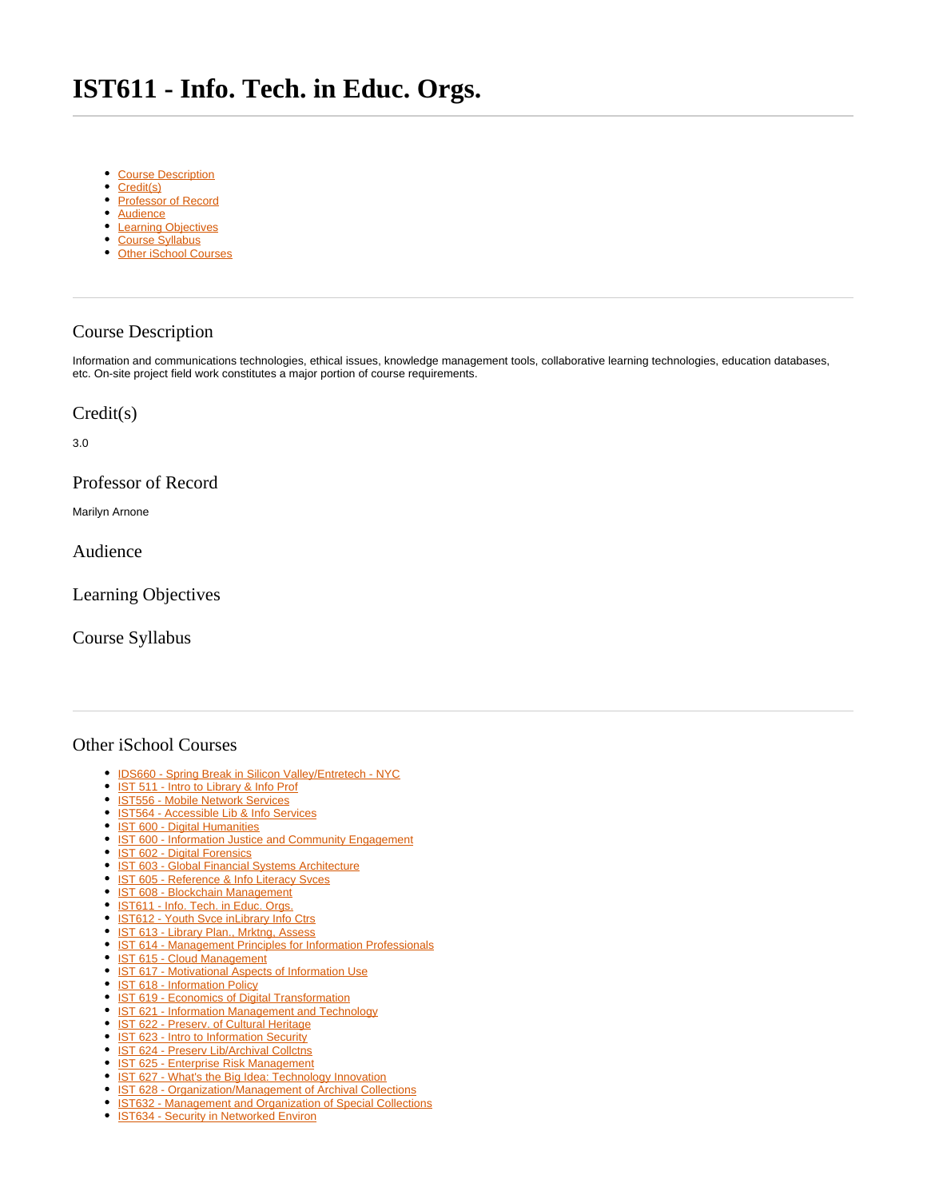# IST611 - Info. Tech. in Educ. Orgs.

---

- Course Description
- Credit(s)
- Professor of Record
- Audience
- Learning Objectives
- Course Syllabus
- Other iSchool Courses

---

## Course Description

Information and communications technologies, ethical issues, knowledge management tools, collaborative learning technologies, education databases, etc. On-site project field work constitutes a major portion of course requirements.

## Credit(s)

3.0

## Professor of Record

Marilyn Arnone

## Audience

## Learning Objectives

## Course Syllabus

---

## Other iSchool Courses

- IDS660 - Spring Break in Silicon Valley/Entretech - NYC
- IST 511 - Intro to Library & Info Prof
- IST556 - Mobile Network Services
- IST564 - Accessible Lib & Info Services
- IST 600 - Digital Humanities
- IST 600 - Information Justice and Community Engagement
- IST 602 - Digital Forensics
- IST 603 - Global Financial Systems Architecture
- IST 605 - Reference & Info Literacy Svces
- IST 608 - Blockchain Management
- IST611 - Info. Tech. in Educ. Orgs.
- IST612 - Youth Svce inLibrary Info Ctrs
- IST 613 - Library Plan., Mrktng, Assess
- IST 614 - Management Principles for Information Professionals
- IST 615 - Cloud Management
- IST 617 - Motivational Aspects of Information Use
- IST 618 - Information Policy
- IST 619 - Economics of Digital Transformation
- IST 621 - Information Management and Technology
- IST 622 - Preserv. of Cultural Heritage
- IST 623 - Intro to Information Security
- IST 624 - Preserv Lib/Archival Collctns
- IST 625 - Enterprise Risk Management
- IST 627 - What's the Big Idea: Technology Innovation
- IST 628 - Organization/Management of Archival Collections
- IST632 - Management and Organization of Special Collections
- IST634 - Security in Networked Environ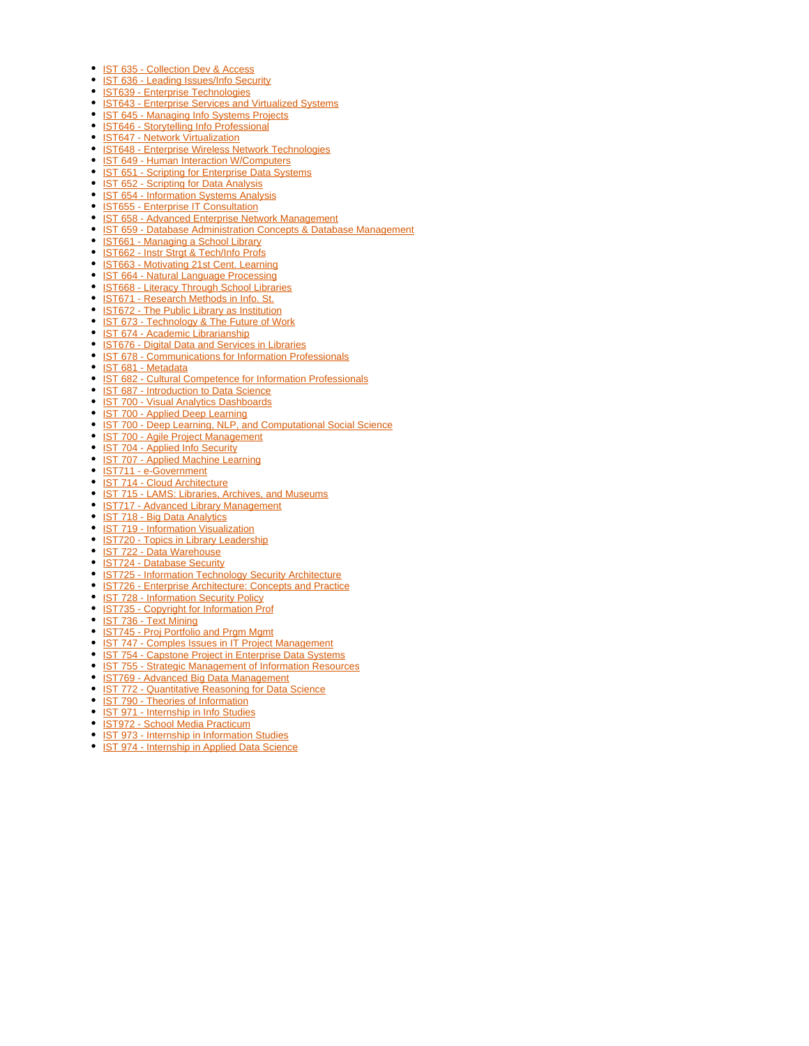- IST 635 - Collection Dev & Access
- IST 636 - Leading Issues/Info Security
- IST639 - Enterprise Technologies
- IST643 - Enterprise Services and Virtualized Systems
- IST 645 - Managing Info Systems Projects
- IST646 - Storytelling Info Professional
- IST647 - Network Virtualization
- IST648 - Enterprise Wireless Network Technologies
- IST 649 - Human Interaction W/Computers
- IST 651 - Scripting for Enterprise Data Systems
- IST 652 - Scripting for Data Analysis
- IST 654 - Information Systems Analysis
- IST655 - Enterprise IT Consultation
- IST 658 - Advanced Enterprise Network Management
- IST 659 - Database Administration Concepts & Database Management
- IST661 - Managing a School Library
- IST662 - Instr Strgt & Tech/Info Profs
- IST663 - Motivating 21st Cent. Learning
- IST 664 - Natural Language Processing
- IST668 - Literacy Through School Libraries
- IST671 - Research Methods in Info. St.
- IST672 - The Public Library as Institution
- IST 673 - Technology & The Future of Work
- IST 674 - Academic Librarianship
- IST676 - Digital Data and Services in Libraries
- IST 678 - Communications for Information Professionals
- IST 681 - Metadata
- IST 682 - Cultural Competence for Information Professionals
- IST 687 - Introduction to Data Science
- IST 700 - Visual Analytics Dashboards
- IST 700 - Applied Deep Learning
- IST 700 - Deep Learning, NLP, and Computational Social Science
- IST 700 - Agile Project Management
- IST 704 - Applied Info Security
- IST 707 - Applied Machine Learning
- IST711 - e-Government
- IST 714 - Cloud Architecture
- IST 715 - LAMS: Libraries, Archives, and Museums
- IST717 - Advanced Library Management
- IST 718 - Big Data Analytics
- IST 719 - Information Visualization
- IST720 - Topics in Library Leadership
- IST 722 - Data Warehouse
- IST724 - Database Security
- IST725 - Information Technology Security Architecture
- IST726 - Enterprise Architecture: Concepts and Practice
- IST 728 - Information Security Policy
- IST735 - Copyright for Information Prof
- IST 736 - Text Mining
- IST745 - Proj Portfolio and Prgm Mgmt
- IST 747 - Comples Issues in IT Project Management
- IST 754 - Capstone Project in Enterprise Data Systems
- IST 755 - Strategic Management of Information Resources
- IST769 - Advanced Big Data Management
- IST 772 - Quantitative Reasoning for Data Science
- IST 790 - Theories of Information
- IST 971 - Internship in Info Studies
- IST972 - School Media Practicum
- IST 973 - Internship in Information Studies
- IST 974 - Internship in Applied Data Science